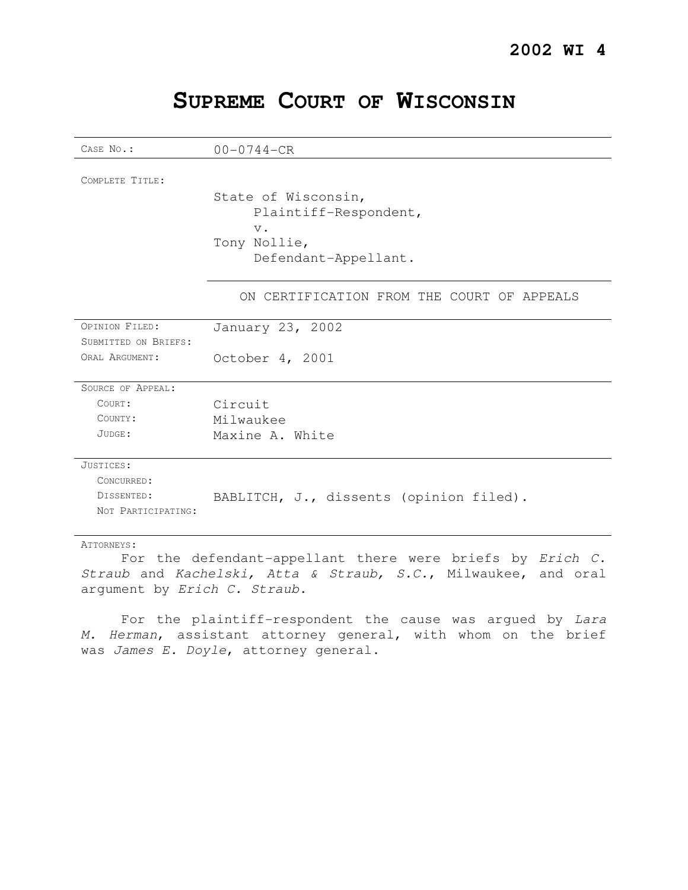**2002 WI 4**

# SUPREME COURT OF WISCONSIN

| | |
|---|---|
| CASE NO.: | 00-0744-CR |
| COMPLETE TITLE: | State of Wisconsin,<br>Plaintiff-Respondent,<br>v.<br>Tony Nollie,<br>Defendant-Appellant. |
| | ON CERTIFICATION FROM THE COURT OF APPEALS |
| OPINION FILED: | January 23, 2002 |
| SUBMITTED ON BRIEFS: | |
| ORAL ARGUMENT: | October 4, 2001 |
| SOURCE OF APPEAL: | |
| COURT: | Circuit |
| COUNTY: | Milwaukee |
| JUDGE: | Maxine A. White |
| JUSTICES: | |
| CONCURRED: | |
| DISSENTED: | BABLITCH, J., dissents (opinion filed). |
| NOT PARTICIPATING: | |

ATTORNEYS:

For the defendant-appellant there were briefs by *Erich C. Straub* and *Kachelski, Atta & Straub, S.C.*, Milwaukee, and oral argument by *Erich C. Straub*.

For the plaintiff-respondent the cause was argued by *Lara M. Herman*, assistant attorney general, with whom on the brief was *James E. Doyle*, attorney general.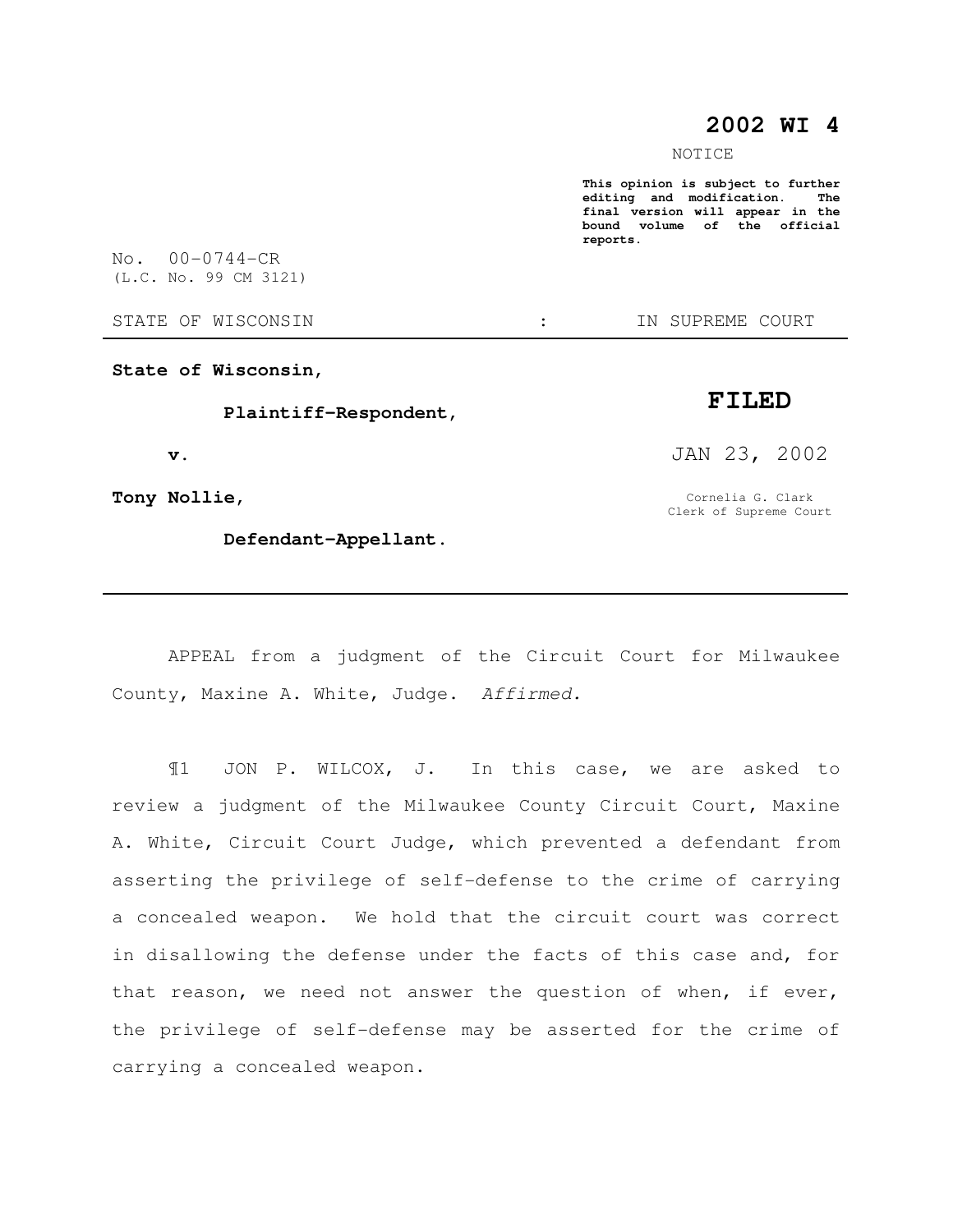**2002 WI 4**

NOTICE

**This opinion is subject to further editing and modification. The final version will appear in the bound volume of the official reports.**

No. 00-0744-CR
(L.C. No. 99 CM 3121)

STATE OF WISCONSIN : IN SUPREME COURT

**State of Wisconsin,**

**Plaintiff-Respondent,**

**v.**

**Tony Nollie,**

**Defendant-Appellant.**

**FILED**

JAN 23, 2002

Cornelia G. Clark
Clerk of Supreme Court

---

APPEAL from a judgment of the Circuit Court for Milwaukee County, Maxine A. White, Judge. *Affirmed.*

¶1 JON P. WILCOX, J. In this case, we are asked to review a judgment of the Milwaukee County Circuit Court, Maxine A. White, Circuit Court Judge, which prevented a defendant from asserting the privilege of self-defense to the crime of carrying a concealed weapon. We hold that the circuit court was correct in disallowing the defense under the facts of this case and, for that reason, we need not answer the question of when, if ever, the privilege of self-defense may be asserted for the crime of carrying a concealed weapon.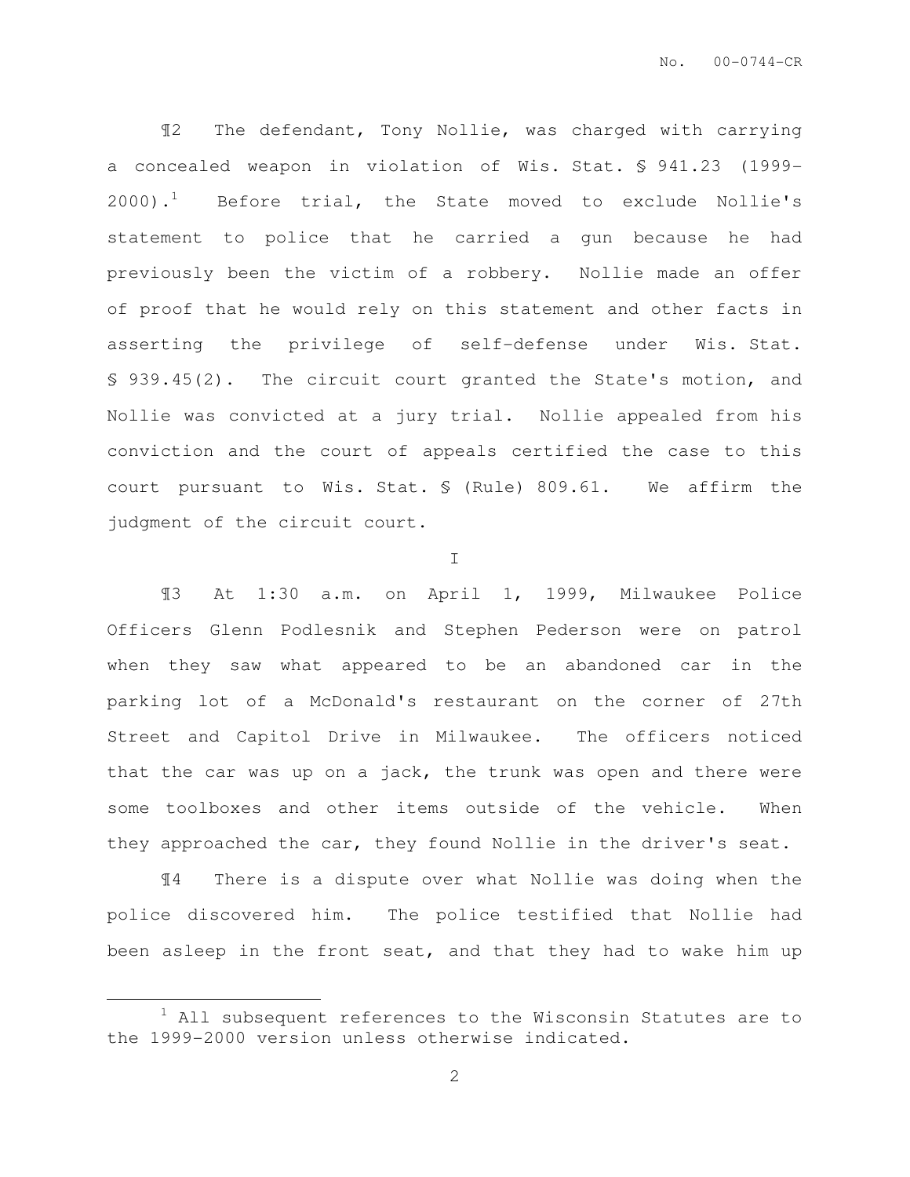¶2 The defendant, Tony Nollie, was charged with carrying a concealed weapon in violation of Wis. Stat. § 941.23 (1999-2000).[1] Before trial, the State moved to exclude Nollie's statement to police that he carried a gun because he had previously been the victim of a robbery. Nollie made an offer of proof that he would rely on this statement and other facts in asserting the privilege of self-defense under Wis. Stat. § 939.45(2). The circuit court granted the State's motion, and Nollie was convicted at a jury trial. Nollie appealed from his conviction and the court of appeals certified the case to this court pursuant to Wis. Stat. § (Rule) 809.61. We affirm the judgment of the circuit court.

I

¶3 At 1:30 a.m. on April 1, 1999, Milwaukee Police Officers Glenn Podlesnik and Stephen Pederson were on patrol when they saw what appeared to be an abandoned car in the parking lot of a McDonald's restaurant on the corner of 27th Street and Capitol Drive in Milwaukee. The officers noticed that the car was up on a jack, the trunk was open and there were some toolboxes and other items outside of the vehicle. When they approached the car, they found Nollie in the driver's seat.

¶4 There is a dispute over what Nollie was doing when the police discovered him. The police testified that Nollie had been asleep in the front seat, and that they had to wake him up

---

[1] All subsequent references to the Wisconsin Statutes are to the 1999-2000 version unless otherwise indicated.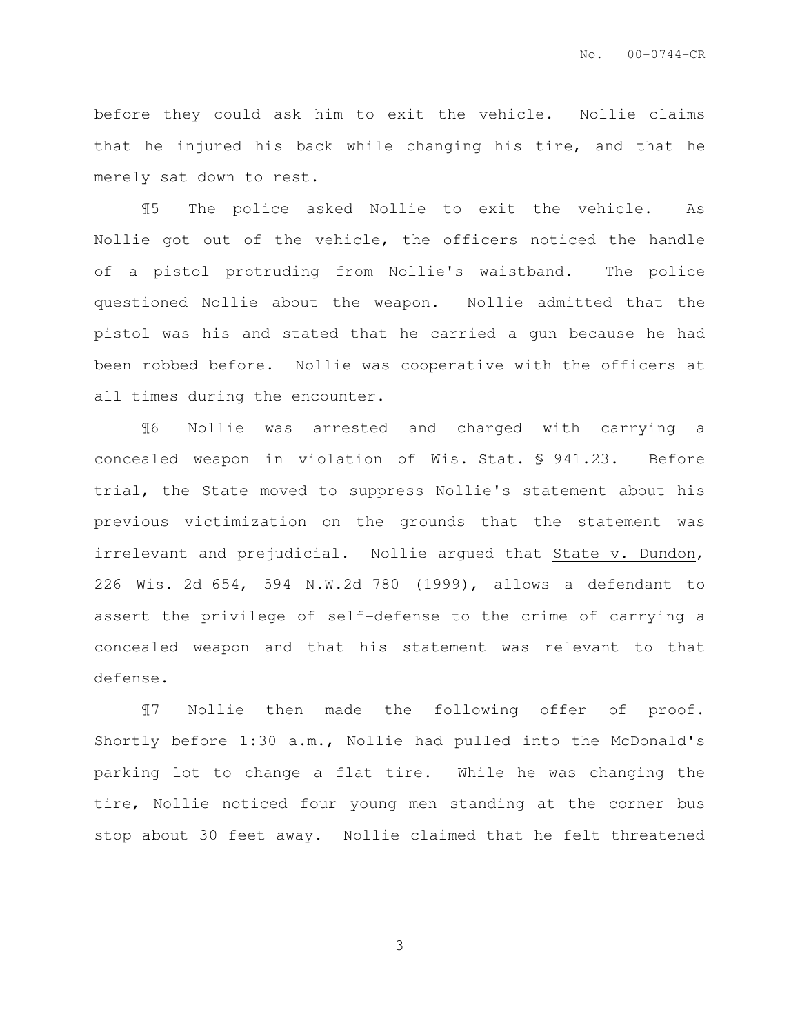before they could ask him to exit the vehicle. Nollie claims that he injured his back while changing his tire, and that he merely sat down to rest.

¶5 The police asked Nollie to exit the vehicle. As Nollie got out of the vehicle, the officers noticed the handle of a pistol protruding from Nollie's waistband. The police questioned Nollie about the weapon. Nollie admitted that the pistol was his and stated that he carried a gun because he had been robbed before. Nollie was cooperative with the officers at all times during the encounter.

¶6 Nollie was arrested and charged with carrying a concealed weapon in violation of Wis. Stat. § 941.23. Before trial, the State moved to suppress Nollie's statement about his previous victimization on the grounds that the statement was irrelevant and prejudicial. Nollie argued that State v. Dundon, 226 Wis. 2d 654, 594 N.W.2d 780 (1999), allows a defendant to assert the privilege of self-defense to the crime of carrying a concealed weapon and that his statement was relevant to that defense.

¶7 Nollie then made the following offer of proof. Shortly before 1:30 a.m., Nollie had pulled into the McDonald's parking lot to change a flat tire. While he was changing the tire, Nollie noticed four young men standing at the corner bus stop about 30 feet away. Nollie claimed that he felt threatened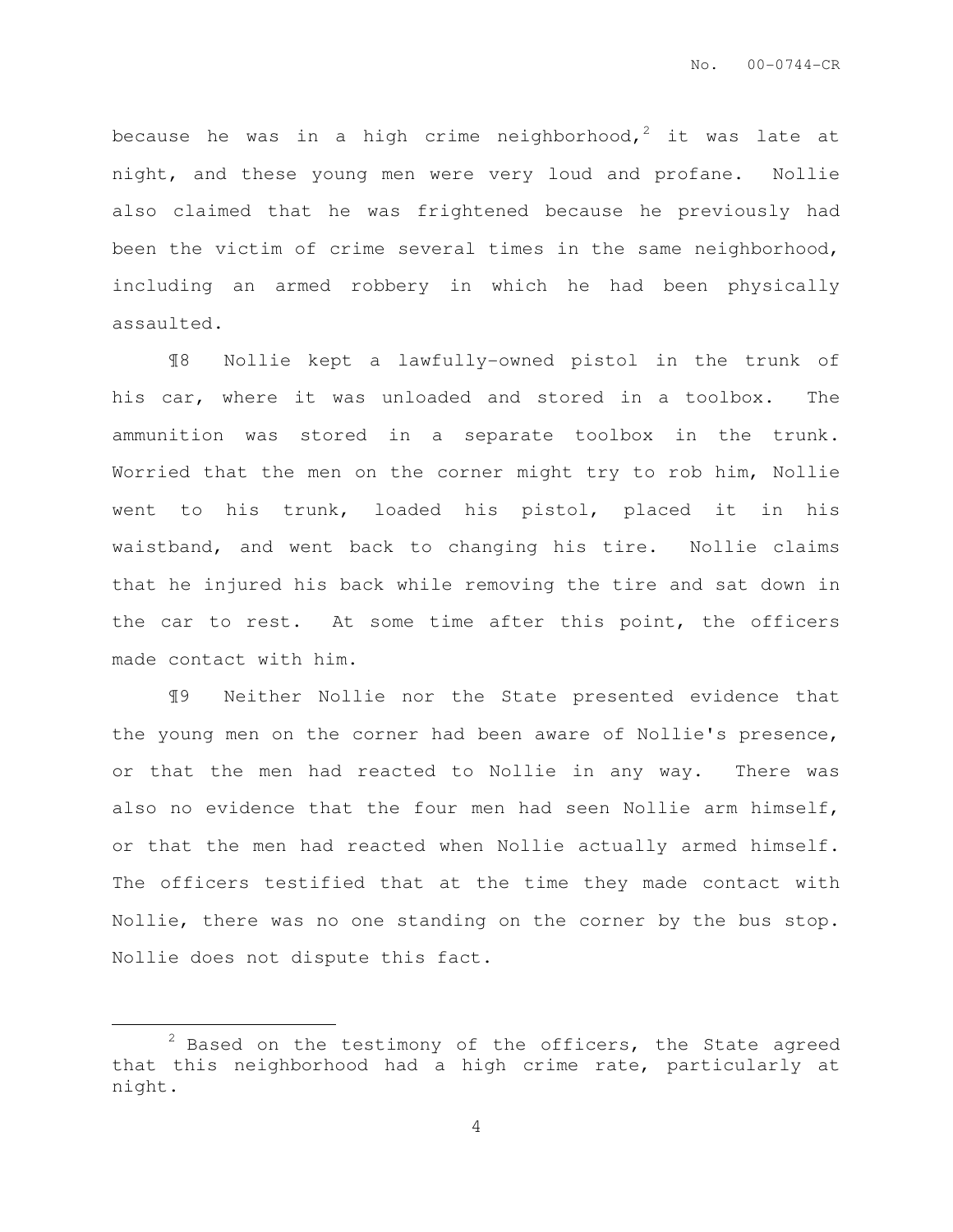because he was in a high crime neighborhood,[2] it was late at night, and these young men were very loud and profane. Nollie also claimed that he was frightened because he previously had been the victim of crime several times in the same neighborhood, including an armed robbery in which he had been physically assaulted.

¶8 Nollie kept a lawfully-owned pistol in the trunk of his car, where it was unloaded and stored in a toolbox. The ammunition was stored in a separate toolbox in the trunk. Worried that the men on the corner might try to rob him, Nollie went to his trunk, loaded his pistol, placed it in his waistband, and went back to changing his tire. Nollie claims that he injured his back while removing the tire and sat down in the car to rest. At some time after this point, the officers made contact with him.

¶9 Neither Nollie nor the State presented evidence that the young men on the corner had been aware of Nollie's presence, or that the men had reacted to Nollie in any way. There was also no evidence that the four men had seen Nollie arm himself, or that the men had reacted when Nollie actually armed himself. The officers testified that at the time they made contact with Nollie, there was no one standing on the corner by the bus stop. Nollie does not dispute this fact.

---

[2] Based on the testimony of the officers, the State agreed that this neighborhood had a high crime rate, particularly at night.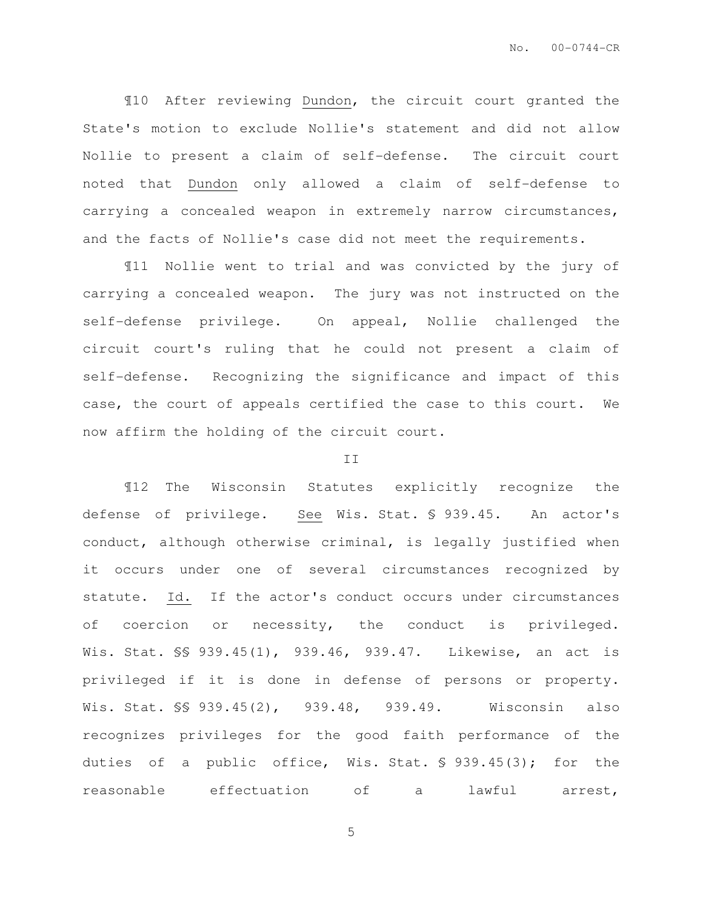¶10 After reviewing Dundon, the circuit court granted the State's motion to exclude Nollie's statement and did not allow Nollie to present a claim of self-defense. The circuit court noted that Dundon only allowed a claim of self-defense to carrying a concealed weapon in extremely narrow circumstances, and the facts of Nollie's case did not meet the requirements.

¶11 Nollie went to trial and was convicted by the jury of carrying a concealed weapon. The jury was not instructed on the self-defense privilege. On appeal, Nollie challenged the circuit court's ruling that he could not present a claim of self-defense. Recognizing the significance and impact of this case, the court of appeals certified the case to this court. We now affirm the holding of the circuit court.

## II

¶12 The Wisconsin Statutes explicitly recognize the defense of privilege. See Wis. Stat. § 939.45. An actor's conduct, although otherwise criminal, is legally justified when it occurs under one of several circumstances recognized by statute. Id. If the actor's conduct occurs under circumstances of coercion or necessity, the conduct is privileged. Wis. Stat. §§ 939.45(1), 939.46, 939.47. Likewise, an act is privileged if it is done in defense of persons or property. Wis. Stat. §§ 939.45(2), 939.48, 939.49. Wisconsin also recognizes privileges for the good faith performance of the duties of a public office, Wis. Stat. § 939.45(3); for the reasonable effectuation of a lawful arrest,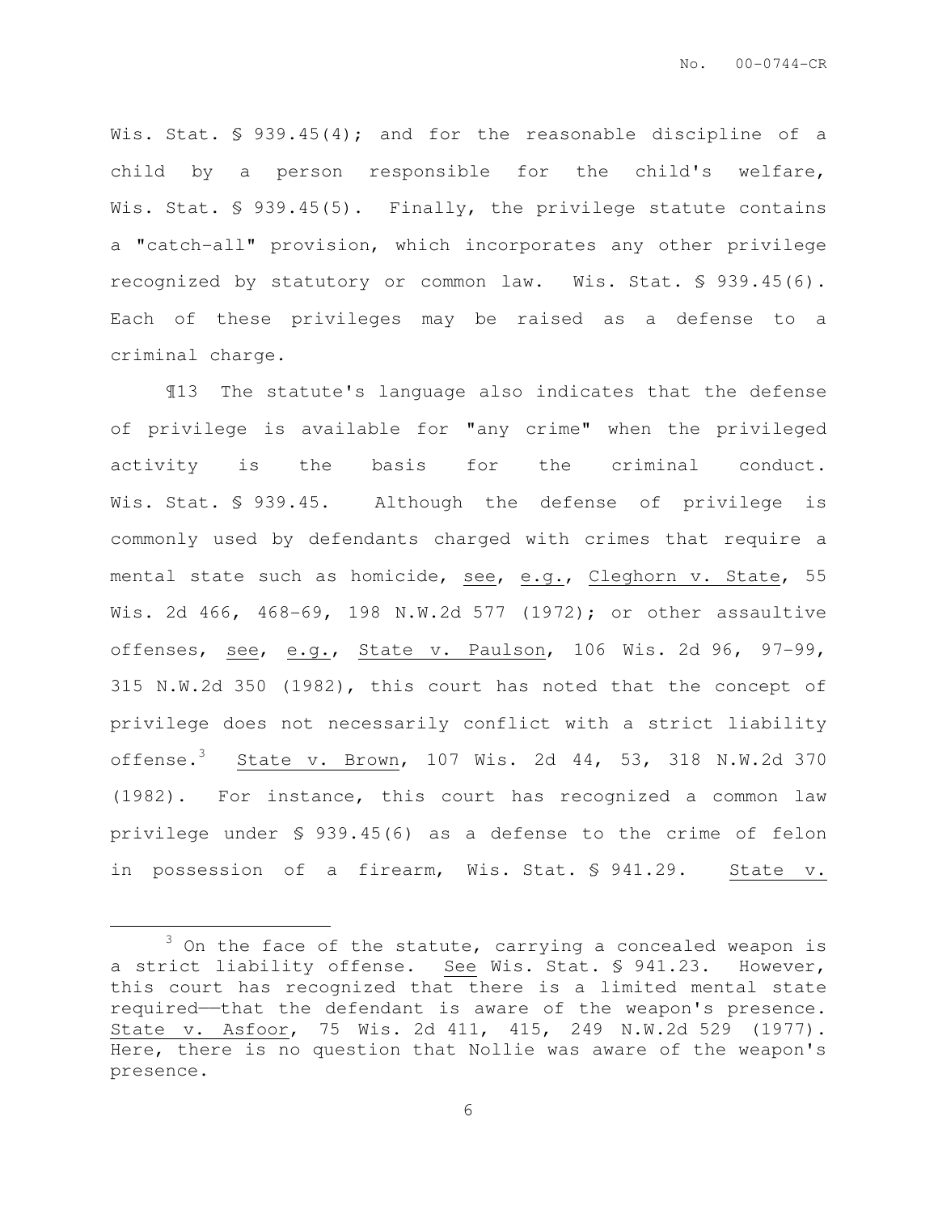Wis. Stat. § 939.45(4); and for the reasonable discipline of a child by a person responsible for the child's welfare, Wis. Stat. § 939.45(5). Finally, the privilege statute contains a "catch-all" provision, which incorporates any other privilege recognized by statutory or common law. Wis. Stat. § 939.45(6). Each of these privileges may be raised as a defense to a criminal charge.

¶13 The statute's language also indicates that the defense of privilege is available for "any crime" when the privileged activity is the basis for the criminal conduct. Wis. Stat. § 939.45. Although the defense of privilege is commonly used by defendants charged with crimes that require a mental state such as homicide, see, e.g., Cleghorn v. State, 55 Wis. 2d 466, 468-69, 198 N.W.2d 577 (1972); or other assaultive offenses, see, e.g., State v. Paulson, 106 Wis. 2d 96, 97-99, 315 N.W.2d 350 (1982), this court has noted that the concept of privilege does not necessarily conflict with a strict liability offense.[3] State v. Brown, 107 Wis. 2d 44, 53, 318 N.W.2d 370 (1982). For instance, this court has recognized a common law privilege under § 939.45(6) as a defense to the crime of felon in possession of a firearm, Wis. Stat. § 941.29. State v.

---

[3] On the face of the statute, carrying a concealed weapon is a strict liability offense. See Wis. Stat. § 941.23. However, this court has recognized that there is a limited mental state required——that the defendant is aware of the weapon's presence. State v. Asfoor, 75 Wis. 2d 411, 415, 249 N.W.2d 529 (1977). Here, there is no question that Nollie was aware of the weapon's presence.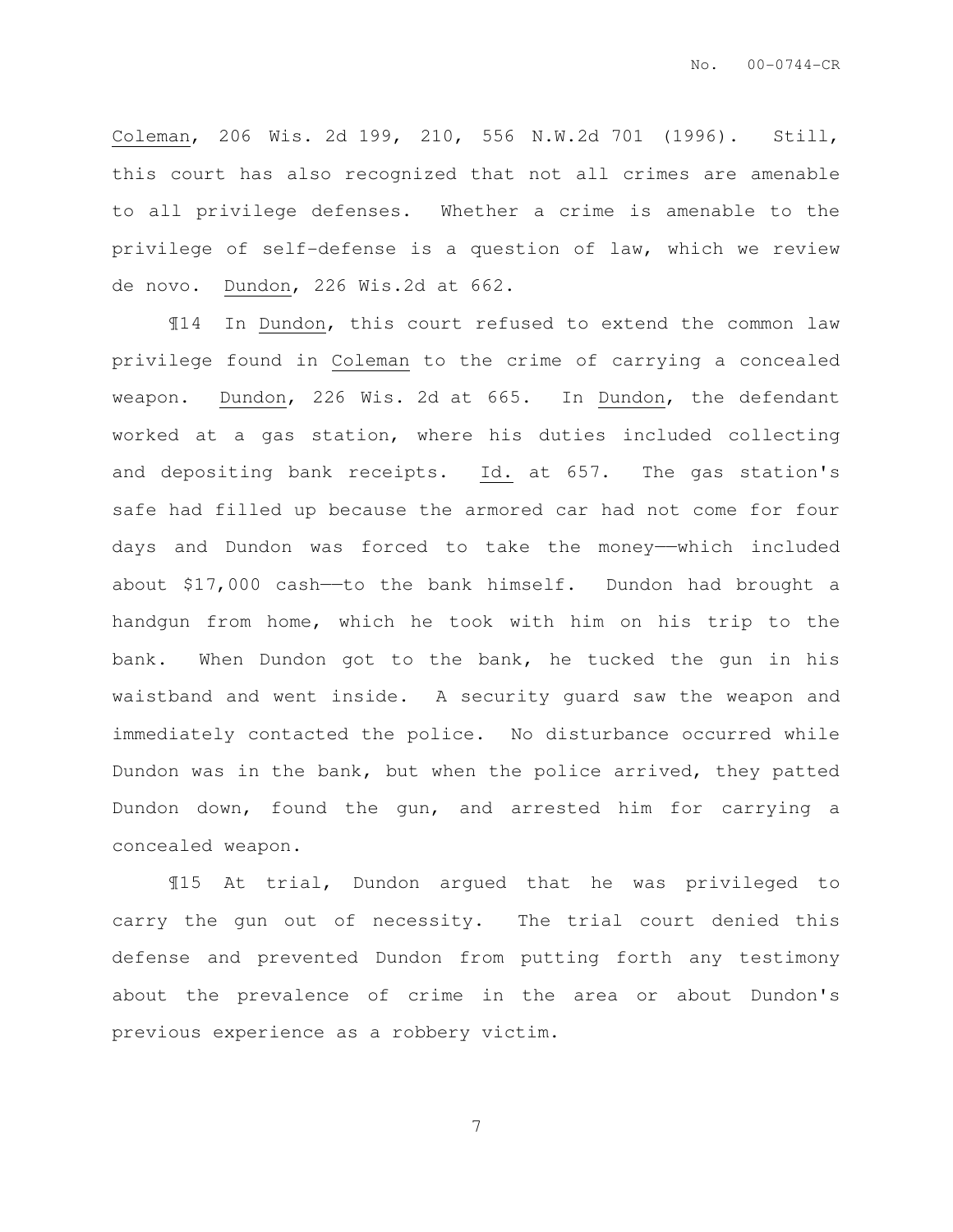Coleman, 206 Wis. 2d 199, 210, 556 N.W.2d 701 (1996). Still, this court has also recognized that not all crimes are amenable to all privilege defenses. Whether a crime is amenable to the privilege of self-defense is a question of law, which we review de novo. Dundon, 226 Wis.2d at 662.

¶14 In Dundon, this court refused to extend the common law privilege found in Coleman to the crime of carrying a concealed weapon. Dundon, 226 Wis. 2d at 665. In Dundon, the defendant worked at a gas station, where his duties included collecting and depositing bank receipts. Id. at 657. The gas station's safe had filled up because the armored car had not come for four days and Dundon was forced to take the money——which included about $17,000 cash——to the bank himself. Dundon had brought a handgun from home, which he took with him on his trip to the bank. When Dundon got to the bank, he tucked the gun in his waistband and went inside. A security guard saw the weapon and immediately contacted the police. No disturbance occurred while Dundon was in the bank, but when the police arrived, they patted Dundon down, found the gun, and arrested him for carrying a concealed weapon.

¶15 At trial, Dundon argued that he was privileged to carry the gun out of necessity. The trial court denied this defense and prevented Dundon from putting forth any testimony about the prevalence of crime in the area or about Dundon's previous experience as a robbery victim.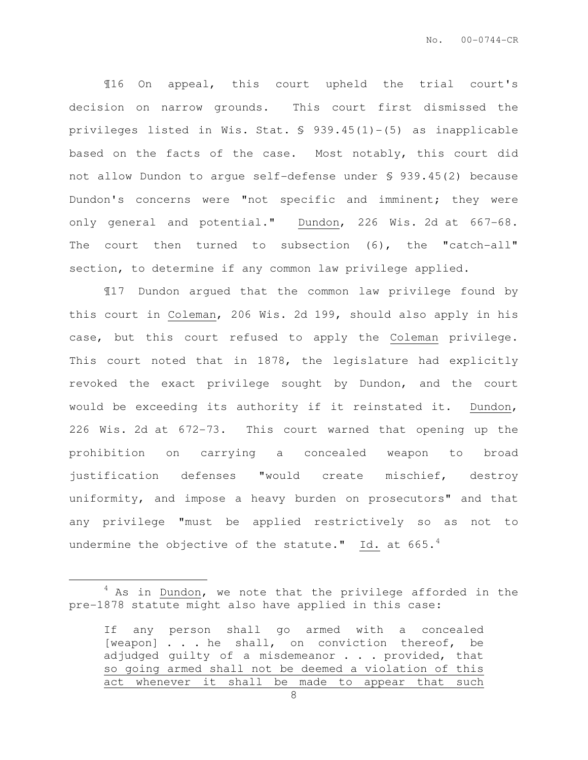¶16 On appeal, this court upheld the trial court's decision on narrow grounds. This court first dismissed the privileges listed in Wis. Stat. § 939.45(1)-(5) as inapplicable based on the facts of the case. Most notably, this court did not allow Dundon to argue self-defense under § 939.45(2) because Dundon's concerns were "not specific and imminent; they were only general and potential." Dundon, 226 Wis. 2d at 667-68. The court then turned to subsection (6), the "catch-all" section, to determine if any common law privilege applied.

¶17 Dundon argued that the common law privilege found by this court in Coleman, 206 Wis. 2d 199, should also apply in his case, but this court refused to apply the Coleman privilege. This court noted that in 1878, the legislature had explicitly revoked the exact privilege sought by Dundon, and the court would be exceeding its authority if it reinstated it. Dundon, 226 Wis. 2d at 672-73. This court warned that opening up the prohibition on carrying a concealed weapon to broad justification defenses "would create mischief, destroy uniformity, and impose a heavy burden on prosecutors" and that any privilege "must be applied restrictively so as not to undermine the objective of the statute." Id. at 665.[4]

---

[4] As in Dundon, we note that the privilege afforded in the pre-1878 statute might also have applied in this case:

> If any person shall go armed with a concealed [weapon] . . . he shall, on conviction thereof, be adjudged guilty of a misdemeanor . . . provided, that so going armed shall not be deemed a violation of this act whenever it shall be made to appear that such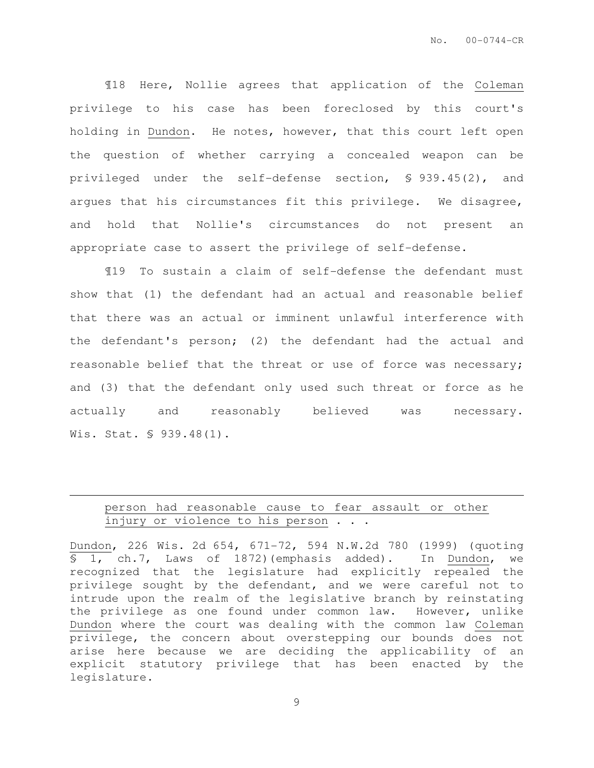¶18 Here, Nollie agrees that application of the Coleman privilege to his case has been foreclosed by this court's holding in Dundon. He notes, however, that this court left open the question of whether carrying a concealed weapon can be privileged under the self-defense section, § 939.45(2), and argues that his circumstances fit this privilege. We disagree, and hold that Nollie's circumstances do not present an appropriate case to assert the privilege of self-defense.

¶19 To sustain a claim of self-defense the defendant must show that (1) the defendant had an actual and reasonable belief that there was an actual or imminent unlawful interference with the defendant's person; (2) the defendant had the actual and reasonable belief that the threat or use of force was necessary; and (3) that the defendant only used such threat or force as he actually and reasonably believed was necessary. Wis. Stat. § 939.48(1).

---

> person had reasonable cause to fear assault or other injury or violence to his person . . .

Dundon, 226 Wis. 2d 654, 671-72, 594 N.W.2d 780 (1999) (quoting § 1, ch.7, Laws of 1872)(emphasis added). In Dundon, we recognized that the legislature had explicitly repealed the privilege sought by the defendant, and we were careful not to intrude upon the realm of the legislative branch by reinstating the privilege as one found under common law. However, unlike Dundon where the court was dealing with the common law Coleman privilege, the concern about overstepping our bounds does not arise here because we are deciding the applicability of an explicit statutory privilege that has been enacted by the legislature.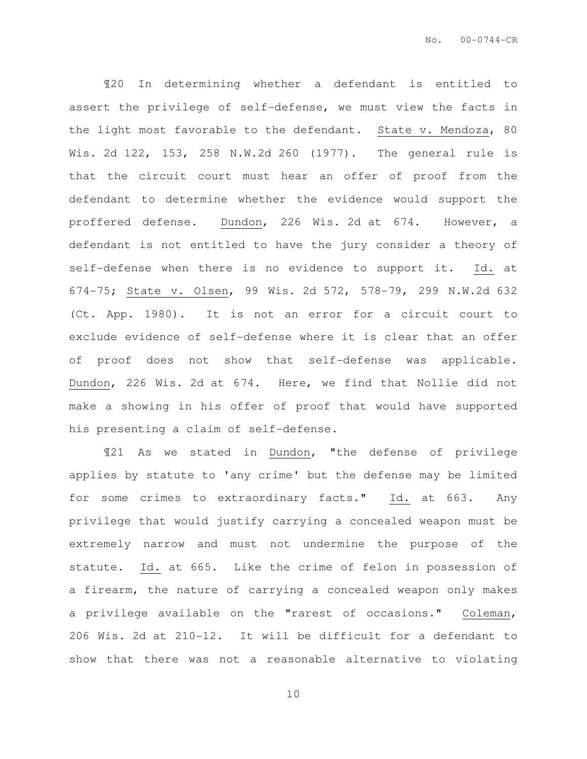¶20 In determining whether a defendant is entitled to assert the privilege of self-defense, we must view the facts in the light most favorable to the defendant. State v. Mendoza, 80 Wis. 2d 122, 153, 258 N.W.2d 260 (1977). The general rule is that the circuit court must hear an offer of proof from the defendant to determine whether the evidence would support the proffered defense. Dundon, 226 Wis. 2d at 674. However, a defendant is not entitled to have the jury consider a theory of self-defense when there is no evidence to support it. Id. at 674-75; State v. Olsen, 99 Wis. 2d 572, 578-79, 299 N.W.2d 632 (Ct. App. 1980). It is not an error for a circuit court to exclude evidence of self-defense where it is clear that an offer of proof does not show that self-defense was applicable. Dundon, 226 Wis. 2d at 674. Here, we find that Nollie did not make a showing in his offer of proof that would have supported his presenting a claim of self-defense.

¶21 As we stated in Dundon, "the defense of privilege applies by statute to 'any crime' but the defense may be limited for some crimes to extraordinary facts." Id. at 663. Any privilege that would justify carrying a concealed weapon must be extremely narrow and must not undermine the purpose of the statute. Id. at 665. Like the crime of felon in possession of a firearm, the nature of carrying a concealed weapon only makes a privilege available on the "rarest of occasions." Coleman, 206 Wis. 2d at 210-12. It will be difficult for a defendant to show that there was not a reasonable alternative to violating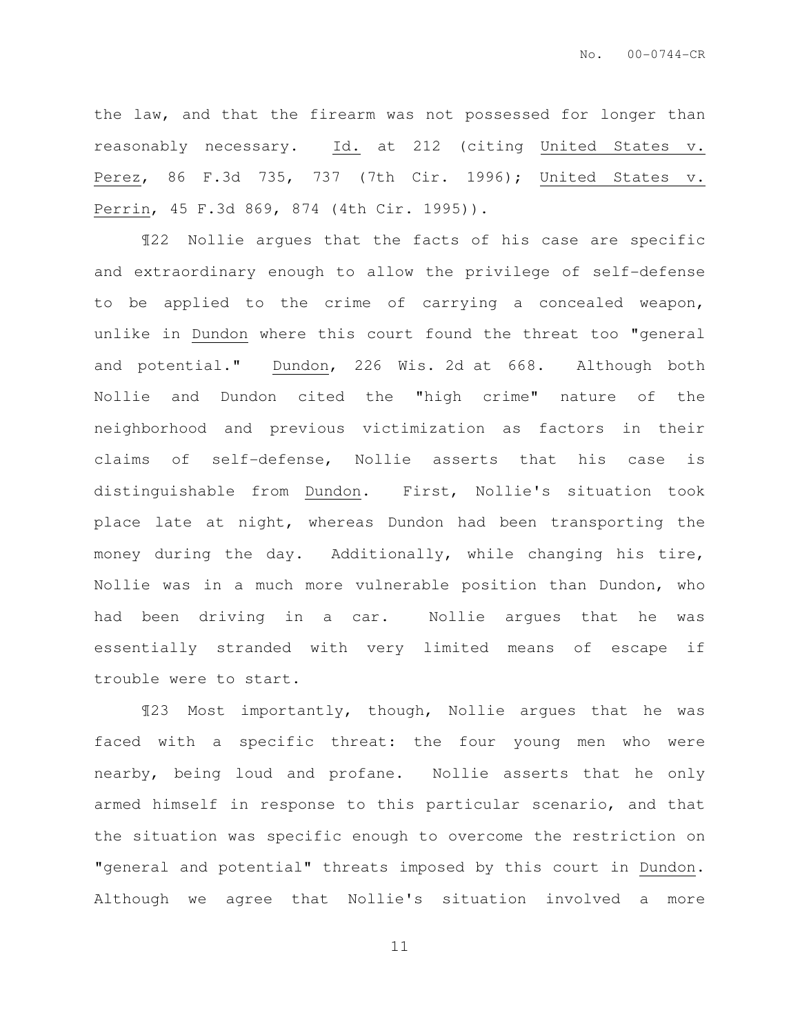the law, and that the firearm was not possessed for longer than reasonably necessary. Id. at 212 (citing United States v. Perez, 86 F.3d 735, 737 (7th Cir. 1996); United States v. Perrin, 45 F.3d 869, 874 (4th Cir. 1995)).

¶22 Nollie argues that the facts of his case are specific and extraordinary enough to allow the privilege of self-defense to be applied to the crime of carrying a concealed weapon, unlike in Dundon where this court found the threat too "general and potential." Dundon, 226 Wis. 2d at 668. Although both Nollie and Dundon cited the "high crime" nature of the neighborhood and previous victimization as factors in their claims of self-defense, Nollie asserts that his case is distinguishable from Dundon. First, Nollie's situation took place late at night, whereas Dundon had been transporting the money during the day. Additionally, while changing his tire, Nollie was in a much more vulnerable position than Dundon, who had been driving in a car. Nollie argues that he was essentially stranded with very limited means of escape if trouble were to start.

¶23 Most importantly, though, Nollie argues that he was faced with a specific threat: the four young men who were nearby, being loud and profane. Nollie asserts that he only armed himself in response to this particular scenario, and that the situation was specific enough to overcome the restriction on "general and potential" threats imposed by this court in Dundon. Although we agree that Nollie's situation involved a more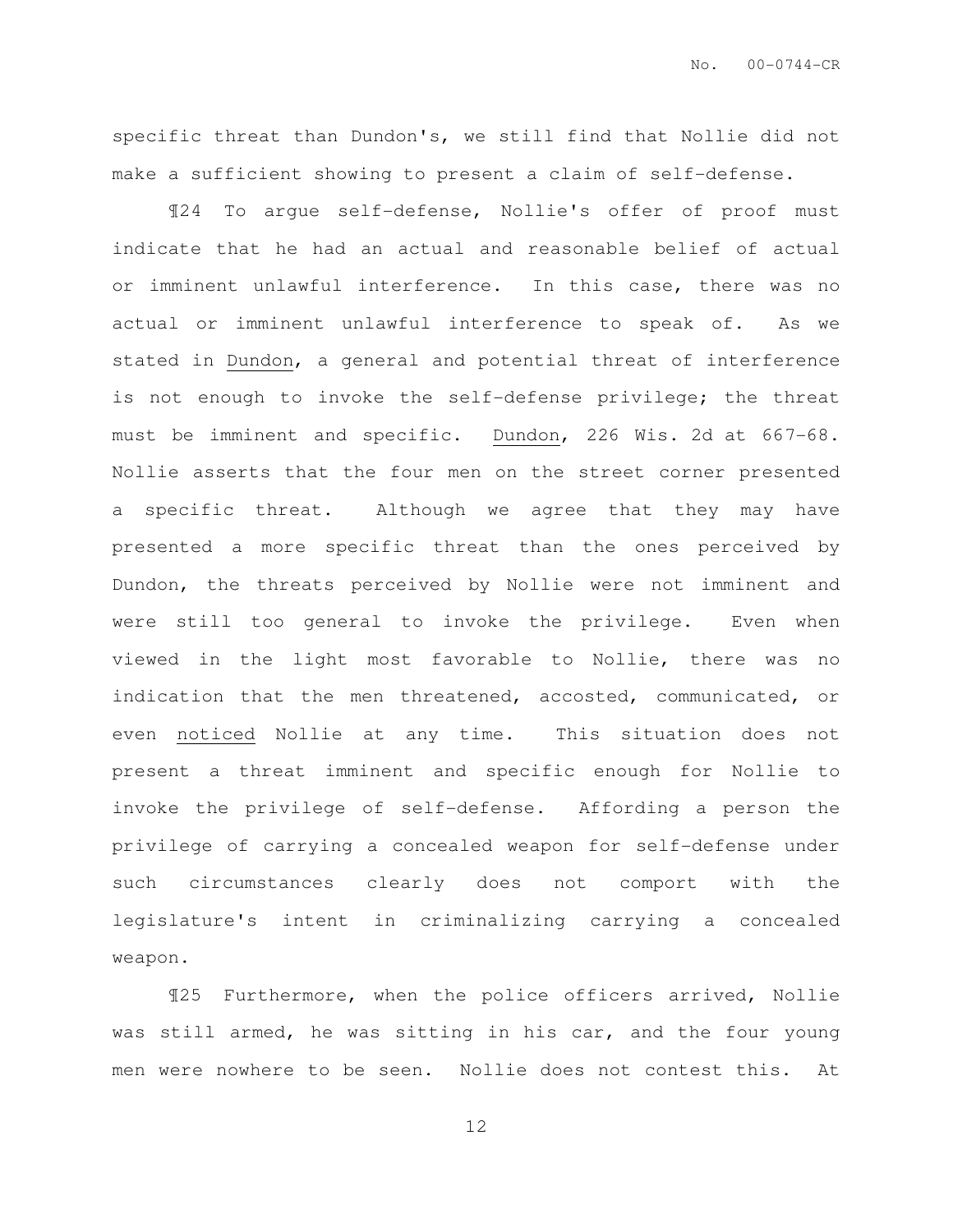specific threat than Dundon's, we still find that Nollie did not make a sufficient showing to present a claim of self-defense.

¶24 To argue self-defense, Nollie's offer of proof must indicate that he had an actual and reasonable belief of actual or imminent unlawful interference. In this case, there was no actual or imminent unlawful interference to speak of. As we stated in <u>Dundon</u>, a general and potential threat of interference is not enough to invoke the self-defense privilege; the threat must be imminent and specific. <u>Dundon</u>, 226 Wis. 2d at 667–68. Nollie asserts that the four men on the street corner presented a specific threat. Although we agree that they may have presented a more specific threat than the ones perceived by Dundon, the threats perceived by Nollie were not imminent and were still too general to invoke the privilege. Even when viewed in the light most favorable to Nollie, there was no indication that the men threatened, accosted, communicated, or even <u>noticed</u> Nollie at any time. This situation does not present a threat imminent and specific enough for Nollie to invoke the privilege of self-defense. Affording a person the privilege of carrying a concealed weapon for self-defense under such circumstances clearly does not comport with the legislature's intent in criminalizing carrying a concealed weapon.

¶25 Furthermore, when the police officers arrived, Nollie was still armed, he was sitting in his car, and the four young men were nowhere to be seen. Nollie does not contest this. At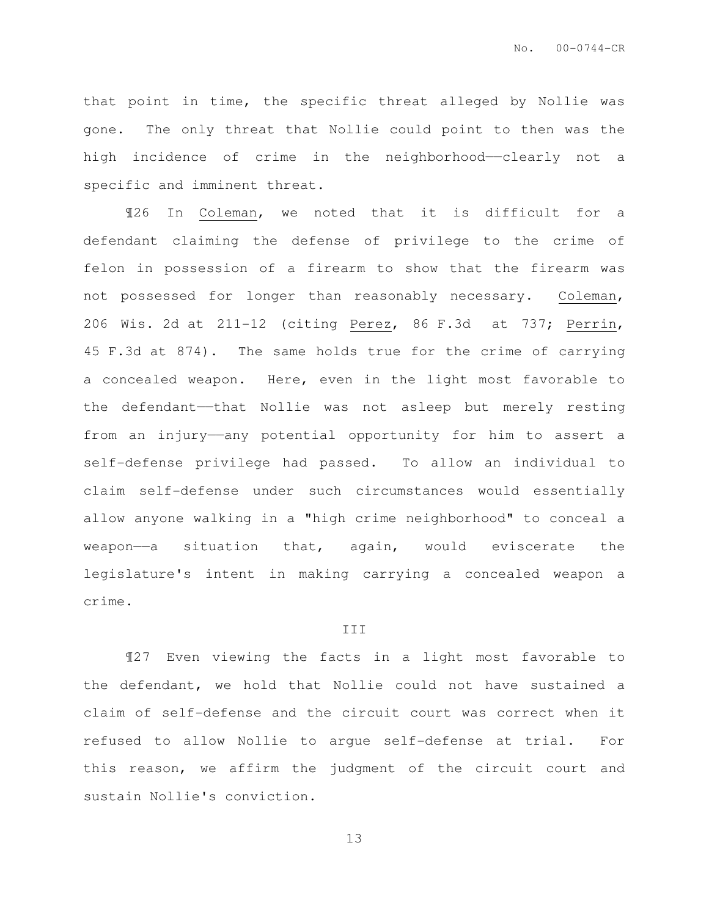that point in time, the specific threat alleged by Nollie was gone. The only threat that Nollie could point to then was the high incidence of crime in the neighborhood——clearly not a specific and imminent threat.

¶26 In Coleman, we noted that it is difficult for a defendant claiming the defense of privilege to the crime of felon in possession of a firearm to show that the firearm was not possessed for longer than reasonably necessary. Coleman, 206 Wis. 2d at 211-12 (citing Perez, 86 F.3d at 737; Perrin, 45 F.3d at 874). The same holds true for the crime of carrying a concealed weapon. Here, even in the light most favorable to the defendant——that Nollie was not asleep but merely resting from an injury——any potential opportunity for him to assert a self-defense privilege had passed. To allow an individual to claim self-defense under such circumstances would essentially allow anyone walking in a "high crime neighborhood" to conceal a weapon——a situation that, again, would eviscerate the legislature's intent in making carrying a concealed weapon a crime.

III

¶27 Even viewing the facts in a light most favorable to the defendant, we hold that Nollie could not have sustained a claim of self-defense and the circuit court was correct when it refused to allow Nollie to argue self-defense at trial. For this reason, we affirm the judgment of the circuit court and sustain Nollie's conviction.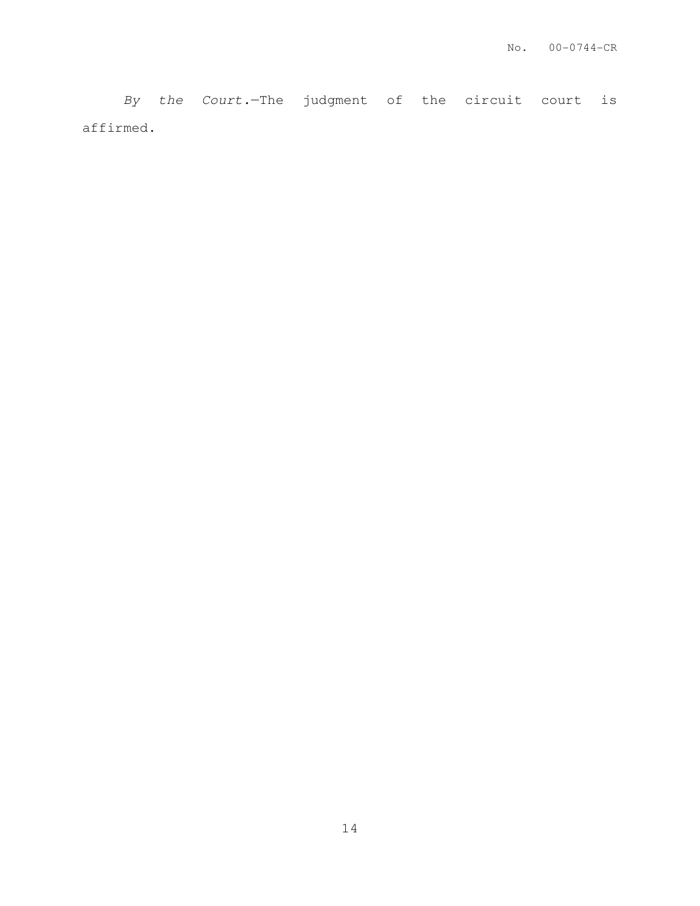*By the Court.*—The judgment of the circuit court is affirmed.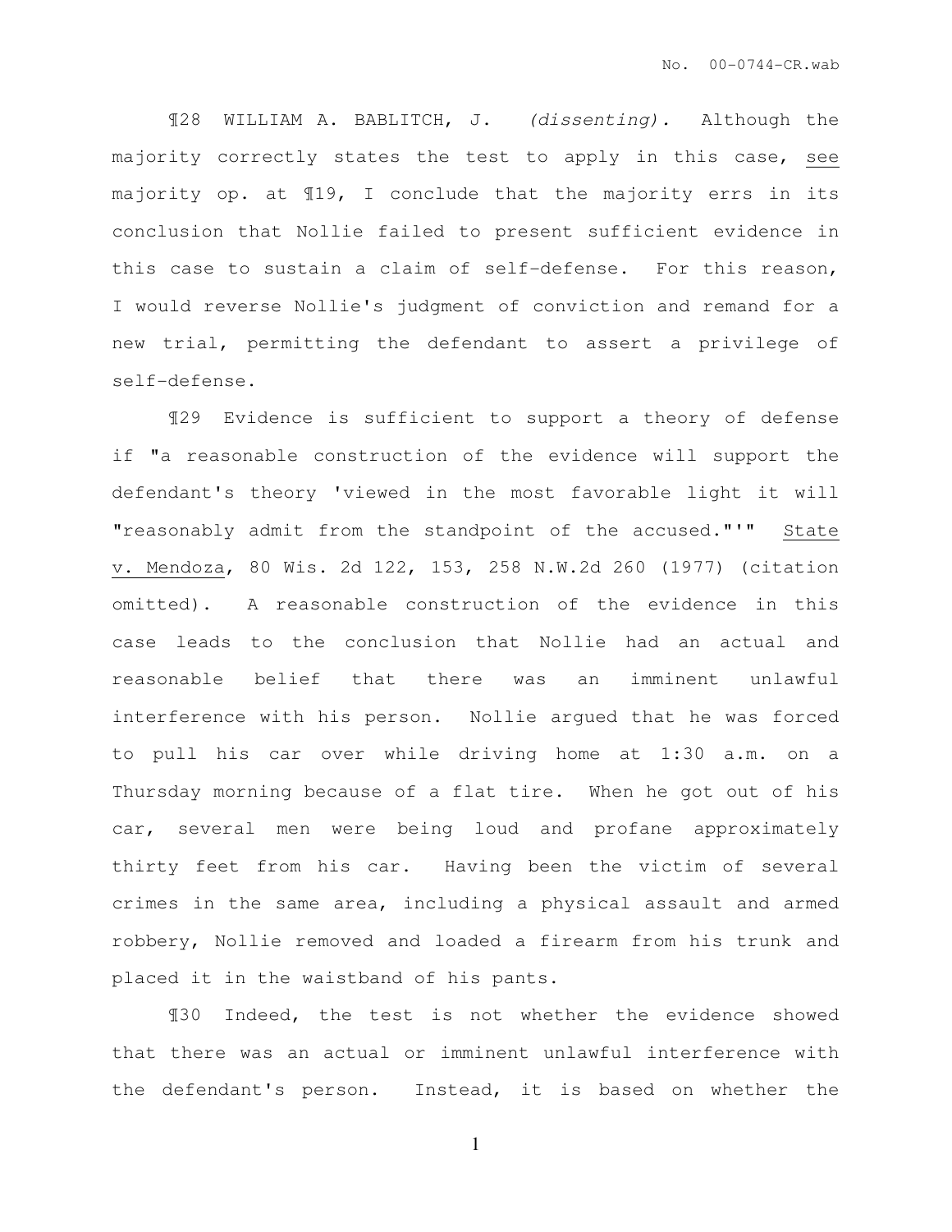¶28 WILLIAM A. BABLITCH, J. *(dissenting).* Although the majority correctly states the test to apply in this case, see majority op. at ¶19, I conclude that the majority errs in its conclusion that Nollie failed to present sufficient evidence in this case to sustain a claim of self-defense. For this reason, I would reverse Nollie's judgment of conviction and remand for a new trial, permitting the defendant to assert a privilege of self-defense.

¶29 Evidence is sufficient to support a theory of defense if "a reasonable construction of the evidence will support the defendant's theory 'viewed in the most favorable light it will "reasonably admit from the standpoint of the accused."'" State v. Mendoza, 80 Wis. 2d 122, 153, 258 N.W.2d 260 (1977) (citation omitted). A reasonable construction of the evidence in this case leads to the conclusion that Nollie had an actual and reasonable belief that there was an imminent unlawful interference with his person. Nollie argued that he was forced to pull his car over while driving home at 1:30 a.m. on a Thursday morning because of a flat tire. When he got out of his car, several men were being loud and profane approximately thirty feet from his car. Having been the victim of several crimes in the same area, including a physical assault and armed robbery, Nollie removed and loaded a firearm from his trunk and placed it in the waistband of his pants.

¶30 Indeed, the test is not whether the evidence showed that there was an actual or imminent unlawful interference with the defendant's person. Instead, it is based on whether the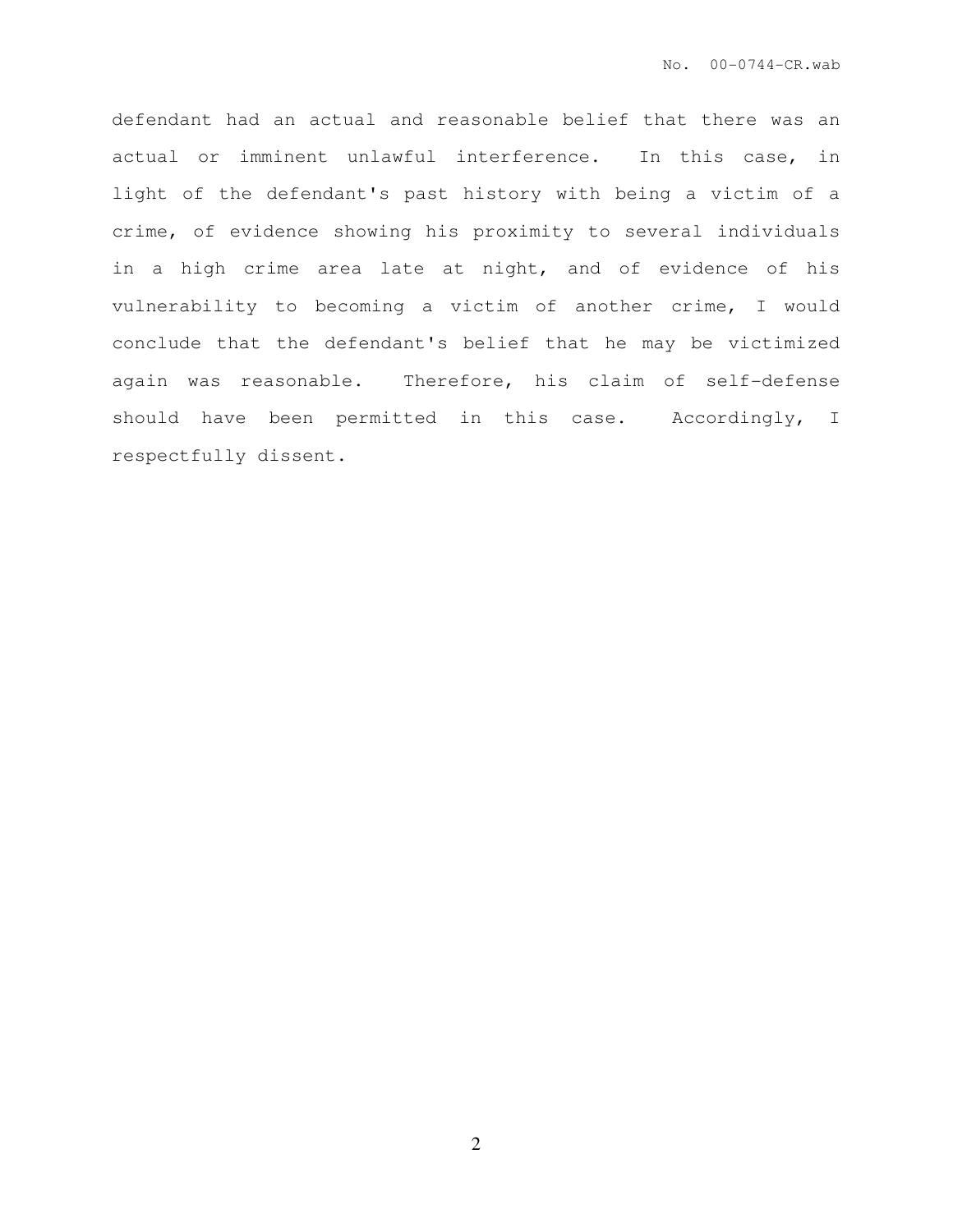defendant had an actual and reasonable belief that there was an actual or imminent unlawful interference. In this case, in light of the defendant's past history with being a victim of a crime, of evidence showing his proximity to several individuals in a high crime area late at night, and of evidence of his vulnerability to becoming a victim of another crime, I would conclude that the defendant's belief that he may be victimized again was reasonable. Therefore, his claim of self-defense should have been permitted in this case. Accordingly, I respectfully dissent.